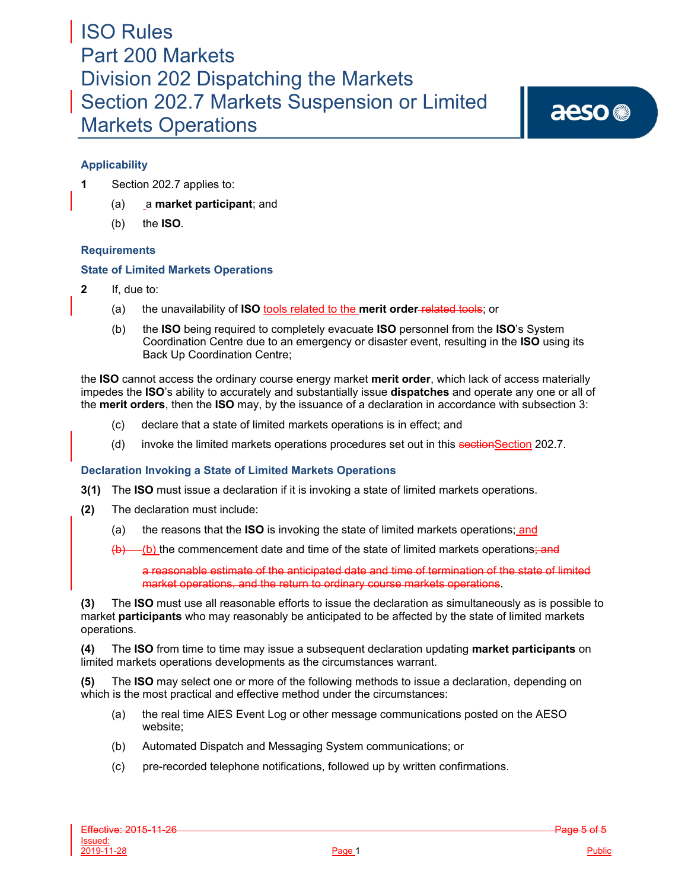# ISO Rules
# Part 200 Markets
# Division 202 Dispatching the Markets
# Section 202.7 Markets Suspension or Limited Markets Operations

### Applicability

**1** Section 202.7 applies to:

(a) a **market participant**; and

(b) the **ISO**.

### Requirements

### State of Limited Markets Operations

**2** If, due to:

(a) the unavailability of **ISO** tools related to the **merit order** ~~related tools~~; or

(b) the **ISO** being required to completely evacuate **ISO** personnel from the **ISO**'s System Coordination Centre due to an emergency or disaster event, resulting in the **ISO** using its Back Up Coordination Centre;

the **ISO** cannot access the ordinary course energy market **merit order**, which lack of access materially impedes the **ISO**'s ability to accurately and substantially issue **dispatches** and operate any one or all of the **merit orders**, then the **ISO** may, by the issuance of a declaration in accordance with subsection 3:

(c) declare that a state of limited markets operations is in effect; and

(d) invoke the limited markets operations procedures set out in this ~~section~~Section 202.7.

### Declaration Invoking a State of Limited Markets Operations

**3(1)** The **ISO** must issue a declaration if it is invoking a state of limited markets operations.

**(2)** The declaration must include:

(a) the reasons that the **ISO** is invoking the state of limited markets operations; and

~~(b)~~ (b) the commencement date and time of the state of limited markets operations~~; and~~

~~a reasonable estimate of the anticipated date and time of termination of the state of limited market operations, and the return to ordinary course markets operations~~.

**(3)** The **ISO** must use all reasonable efforts to issue the declaration as simultaneously as is possible to market **participants** who may reasonably be anticipated to be affected by the state of limited markets operations.

**(4)** The **ISO** from time to time may issue a subsequent declaration updating **market participants** on limited markets operations developments as the circumstances warrant.

**(5)** The **ISO** may select one or more of the following methods to issue a declaration, depending on which is the most practical and effective method under the circumstances:

(a) the real time AIES Event Log or other message communications posted on the AESO website;

(b) Automated Dispatch and Messaging System communications; or

(c) pre-recorded telephone notifications, followed up by written confirmations.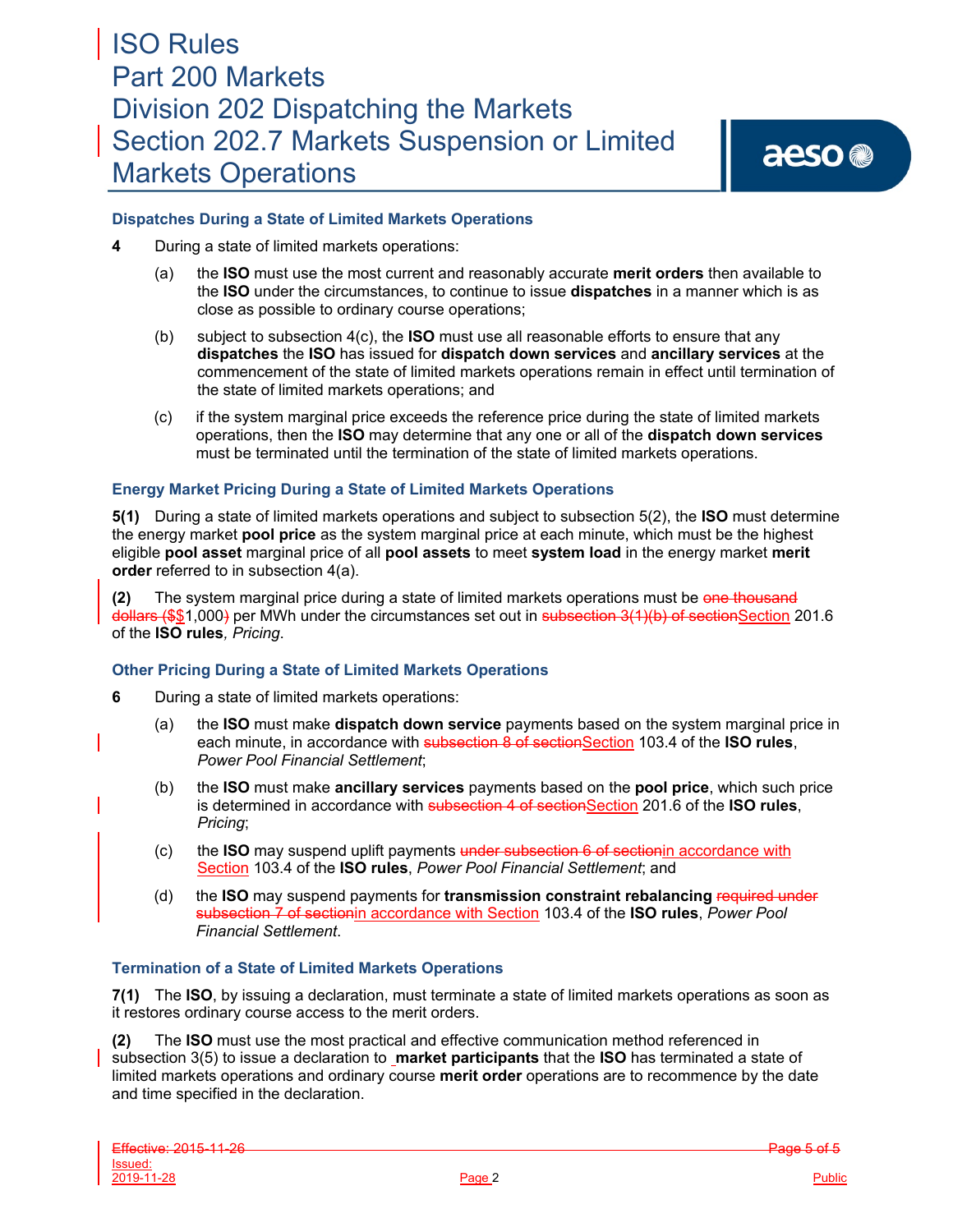### Dispatches During a State of Limited Markets Operations

**4** During a state of limited markets operations:

(a) the **ISO** must use the most current and reasonably accurate **merit orders** then available to the **ISO** under the circumstances, to continue to issue **dispatches** in a manner which is as close as possible to ordinary course operations;

(b) subject to subsection 4(c), the **ISO** must use all reasonable efforts to ensure that any **dispatches** the **ISO** has issued for **dispatch down services** and **ancillary services** at the commencement of the state of limited markets operations remain in effect until termination of the state of limited markets operations; and

(c) if the system marginal price exceeds the reference price during the state of limited markets operations, then the **ISO** may determine that any one or all of the **dispatch down services** must be terminated until the termination of the state of limited markets operations.

### Energy Market Pricing During a State of Limited Markets Operations

**5(1)** During a state of limited markets operations and subject to subsection 5(2), the **ISO** must determine the energy market **pool price** as the system marginal price at each minute, which must be the highest eligible **pool asset** marginal price of all **pool assets** to meet **system load** in the energy market **merit order** referred to in subsection 4(a).

**(2)** The system marginal price during a state of limited markets operations must be ~~one thousand dollars ($~~$1,000~~)~~ per MWh under the circumstances set out in ~~subsection 3(1)(b) of section~~Section 201.6 of the **ISO rules**, *Pricing*.

### Other Pricing During a State of Limited Markets Operations

**6** During a state of limited markets operations:

(a) the **ISO** must make **dispatch down service** payments based on the system marginal price in each minute, in accordance with ~~subsection 8 of section~~Section 103.4 of the **ISO rules**, *Power Pool Financial Settlement*;

(b) the **ISO** must make **ancillary services** payments based on the **pool price**, which such price is determined in accordance with ~~subsection 4 of section~~Section 201.6 of the **ISO rules**, *Pricing*;

(c) the **ISO** may suspend uplift payments ~~under subsection 6 of section~~in accordance with Section 103.4 of the **ISO rules**, *Power Pool Financial Settlement*; and

(d) the **ISO** may suspend payments for **transmission constraint rebalancing** ~~required under subsection 7 of section~~in accordance with Section 103.4 of the **ISO rules**, *Power Pool Financial Settlement*.

### Termination of a State of Limited Markets Operations

**7(1)** The **ISO**, by issuing a declaration, must terminate a state of limited markets operations as soon as it restores ordinary course access to the merit orders.

**(2)** The **ISO** must use the most practical and effective communication method referenced in subsection 3(5) to issue a declaration to **market participants** that the **ISO** has terminated a state of limited markets operations and ordinary course **merit order** operations are to recommence by the date and time specified in the declaration.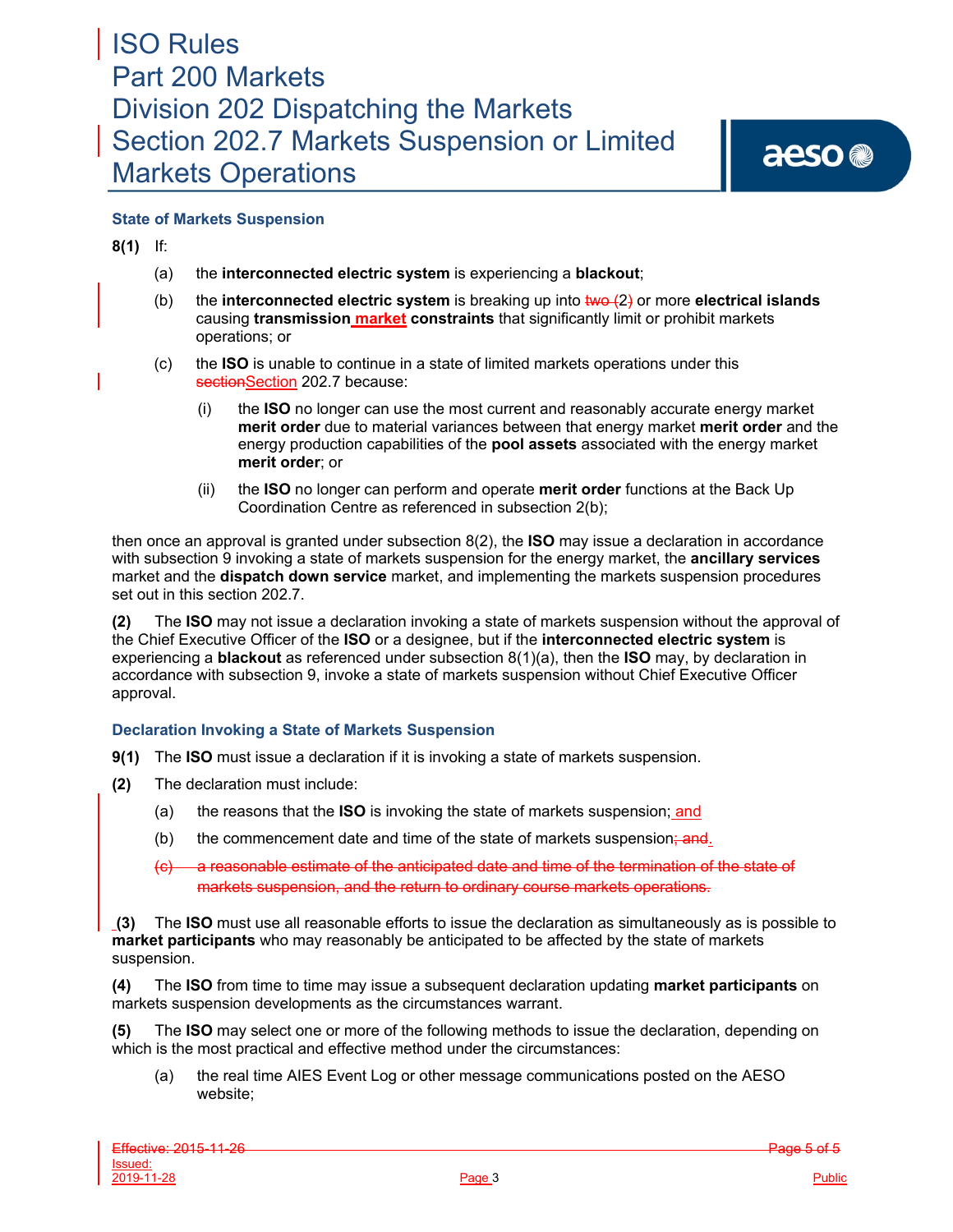### State of Markets Suspension

**8(1)** If:

(a) the **interconnected electric system** is experiencing a **blackout**;

(b) the **interconnected electric system** is breaking up into ~~two (~~2~~)~~ or more **electrical islands** causing **transmission market constraints** that significantly limit or prohibit markets operations; or

(c) the **ISO** is unable to continue in a state of limited markets operations under this ~~section~~Section 202.7 because:

(i) the **ISO** no longer can use the most current and reasonably accurate energy market **merit order** due to material variances between that energy market **merit order** and the energy production capabilities of the **pool assets** associated with the energy market **merit order**; or

(ii) the **ISO** no longer can perform and operate **merit order** functions at the Back Up Coordination Centre as referenced in subsection 2(b);

then once an approval is granted under subsection 8(2), the **ISO** may issue a declaration in accordance with subsection 9 invoking a state of markets suspension for the energy market, the **ancillary services** market and the **dispatch down service** market, and implementing the markets suspension procedures set out in this section 202.7.

**(2)** The **ISO** may not issue a declaration invoking a state of markets suspension without the approval of the Chief Executive Officer of the **ISO** or a designee, but if the **interconnected electric system** is experiencing a **blackout** as referenced under subsection 8(1)(a), then the **ISO** may, by declaration in accordance with subsection 9, invoke a state of markets suspension without Chief Executive Officer approval.

### Declaration Invoking a State of Markets Suspension

**9(1)** The **ISO** must issue a declaration if it is invoking a state of markets suspension.

**(2)** The declaration must include:

(a) the reasons that the **ISO** is invoking the state of markets suspension; and

(b) the commencement date and time of the state of markets suspension~~; and~~.

~~(c) a reasonable estimate of the anticipated date and time of the termination of the state of markets suspension, and the return to ordinary course markets operations.~~

**(3)** The **ISO** must use all reasonable efforts to issue the declaration as simultaneously as is possible to **market participants** who may reasonably be anticipated to be affected by the state of markets suspension.

**(4)** The **ISO** from time to time may issue a subsequent declaration updating **market participants** on markets suspension developments as the circumstances warrant.

**(5)** The **ISO** may select one or more of the following methods to issue the declaration, depending on which is the most practical and effective method under the circumstances:

(a) the real time AIES Event Log or other message communications posted on the AESO website;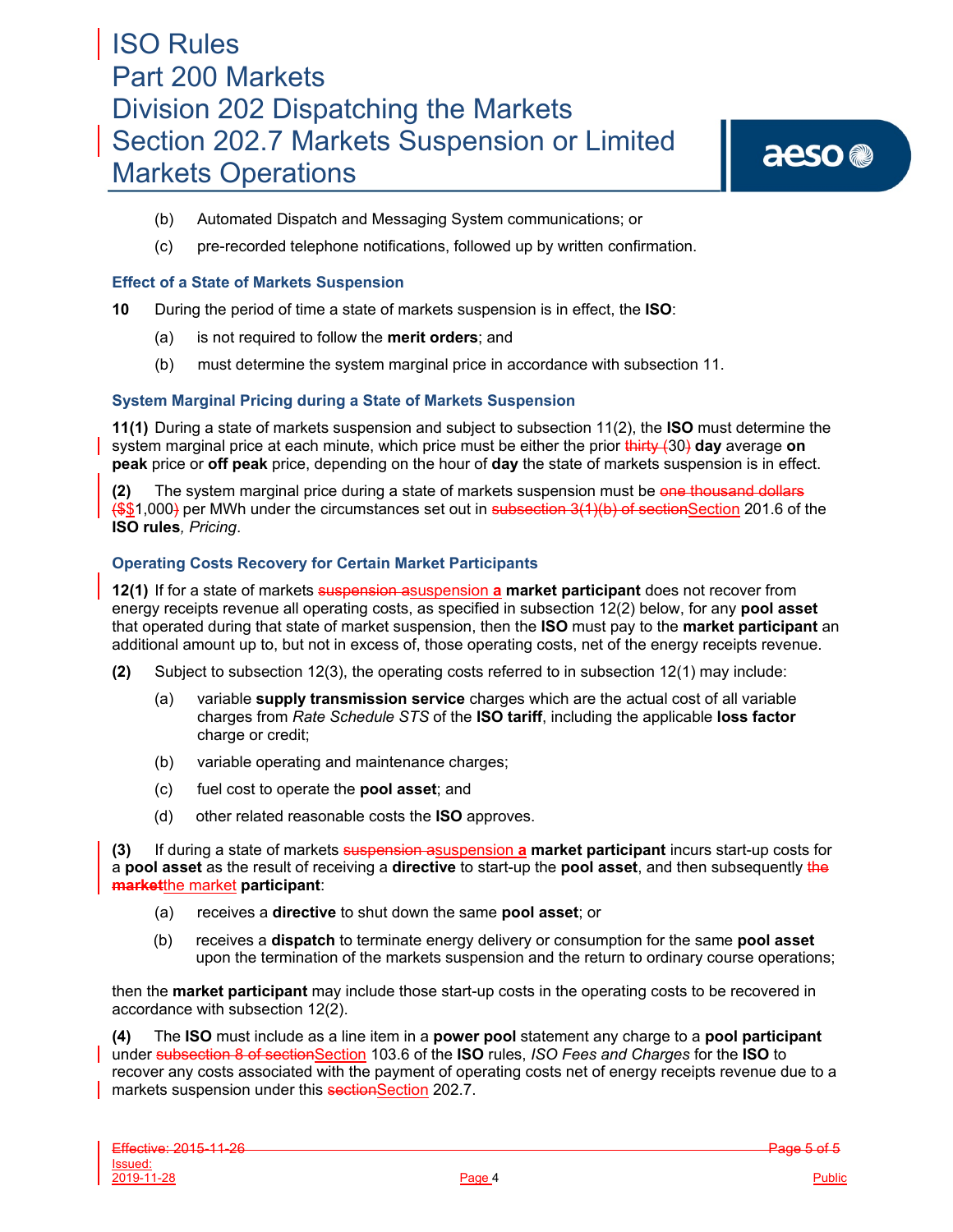(b) Automated Dispatch and Messaging System communications; or

(c) pre-recorded telephone notifications, followed up by written confirmation.

### Effect of a State of Markets Suspension

**10** During the period of time a state of markets suspension is in effect, the **ISO**:

(a) is not required to follow the **merit orders**; and

(b) must determine the system marginal price in accordance with subsection 11.

### System Marginal Pricing during a State of Markets Suspension

**11(1)** During a state of markets suspension and subject to subsection 11(2), the **ISO** must determine the system marginal price at each minute, which price must be either the prior ~~thirty (~~30~~)~~ **day** average **on peak** price or **off peak** price, depending on the hour of **day** the state of markets suspension is in effect.

**(2)** The system marginal price during a state of markets suspension must be ~~one thousand dollars ($~~$1,000~~)~~ per MWh under the circumstances set out in ~~subsection 3(1)(b) of section~~Section 201.6 of the **ISO rules**, *Pricing*.

### Operating Costs Recovery for Certain Market Participants

**12(1)** If for a state of markets ~~suspension a~~suspension a **market participant** does not recover from energy receipts revenue all operating costs, as specified in subsection 12(2) below, for any **pool asset** that operated during that state of market suspension, then the **ISO** must pay to the **market participant** an additional amount up to, but not in excess of, those operating costs, net of the energy receipts revenue.

**(2)** Subject to subsection 12(3), the operating costs referred to in subsection 12(1) may include:

(a) variable **supply transmission service** charges which are the actual cost of all variable charges from *Rate Schedule STS* of the **ISO tariff**, including the applicable **loss factor** charge or credit;

(b) variable operating and maintenance charges;

(c) fuel cost to operate the **pool asset**; and

(d) other related reasonable costs the **ISO** approves.

**(3)** If during a state of markets ~~suspension a~~suspension a **market participant** incurs start-up costs for a **pool asset** as the result of receiving a **directive** to start-up the **pool asset**, and then subsequently ~~the market~~the market **participant**:

(a) receives a **directive** to shut down the same **pool asset**; or

(b) receives a **dispatch** to terminate energy delivery or consumption for the same **pool asset** upon the termination of the markets suspension and the return to ordinary course operations;

then the **market participant** may include those start-up costs in the operating costs to be recovered in accordance with subsection 12(2).

**(4)** The **ISO** must include as a line item in a **power pool** statement any charge to a **pool participant** under ~~subsection 8 of section~~Section 103.6 of the **ISO** rules, *ISO Fees and Charges* for the **ISO** to recover any costs associated with the payment of operating costs net of energy receipts revenue due to a markets suspension under this ~~section~~Section 202.7.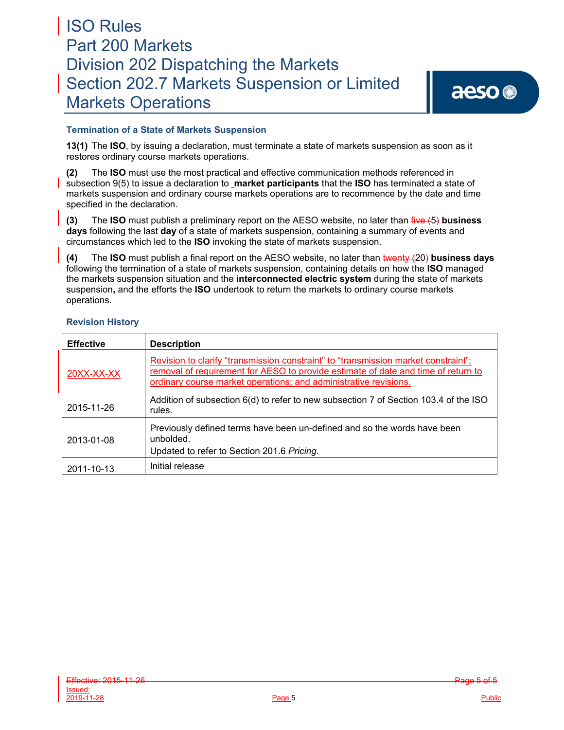## Termination of a State of Markets Suspension

**13(1)** The **ISO**, by issuing a declaration, must terminate a state of markets suspension as soon as it restores ordinary course markets operations.

**(2)** The **ISO** must use the most practical and effective communication methods referenced in subsection 9(5) to issue a declaration to **market participants** that the **ISO** has terminated a state of markets suspension and ordinary course markets operations are to recommence by the date and time specified in the declaration.

**(3)** The **ISO** must publish a preliminary report on the AESO website, no later than ~~five (~~5~~)~~ **business days** following the last **day** of a state of markets suspension, containing a summary of events and circumstances which led to the **ISO** invoking the state of markets suspension.

**(4)** The **ISO** must publish a final report on the AESO website, no later than ~~twenty (~~20~~)~~ **business days** following the termination of a state of markets suspension, containing details on how the **ISO** managed the markets suspension situation and the **interconnected electric system** during the state of markets suspension**,** and the efforts the **ISO** undertook to return the markets to ordinary course markets operations.

## Revision History

| Effective | Description |
|---|---|
| 20XX-XX-XX | Revision to clarify "transmission constraint" to "transmission market constraint"; removal of requirement for AESO to provide estimate of date and time of return to ordinary course market operations; and administrative revisions. |
| 2015-11-26 | Addition of subsection 6(d) to refer to new subsection 7 of Section 103.4 of the ISO rules. |
| 2013-01-08 | Previously defined terms have been un-defined and so the words have been unbolded.<br>Updated to refer to Section 201.6 *Pricing*. |
| 2011-10-13 | Initial release |